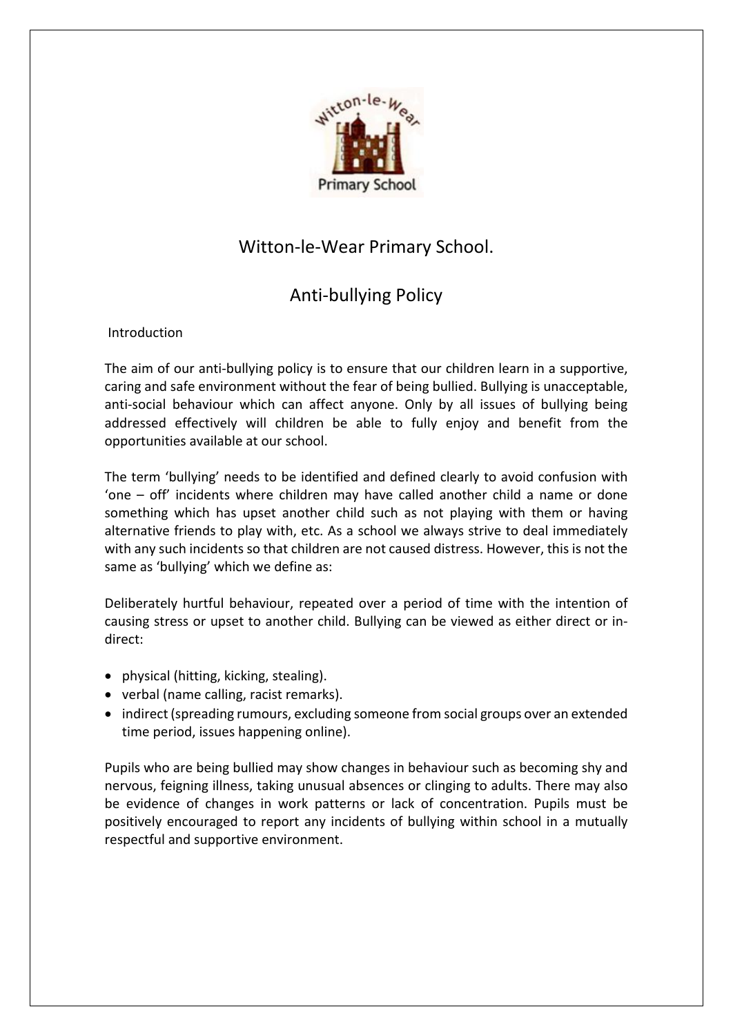# Witton-le-Wear Primary School.

## Anti-bullying Policy

### Introduction

The aim of our anti-bullying policy is to ensure that our children learn in a supportive, caring and safe environment without the fear of being bullied. Bullying is unacceptable, anti-social behaviour which can affect anyone. Only by all issues of bullying being addressed effectively will children be able to fully enjoy and benefit from the opportunities available at our school.

The term 'bullying' needs to be identified and defined clearly to avoid confusion with 'one – off' incidents where children may have called another child a name or done something which has upset another child such as not playing with them or having alternative friends to play with, etc. As a school we always strive to deal immediately with any such incidents so that children are not caused distress. However, this is not the same as 'bullying' which we define as:

Deliberately hurtful behaviour, repeated over a period of time with the intention of causing stress or upset to another child. Bullying can be viewed as either direct or in-direct:

- physical (hitting, kicking, stealing).
- verbal (name calling, racist remarks).
- indirect (spreading rumours, excluding someone from social groups over an extended time period, issues happening online).

Pupils who are being bullied may show changes in behaviour such as becoming shy and nervous, feigning illness, taking unusual absences or clinging to adults. There may also be evidence of changes in work patterns or lack of concentration. Pupils must be positively encouraged to report any incidents of bullying within school in a mutually respectful and supportive environment.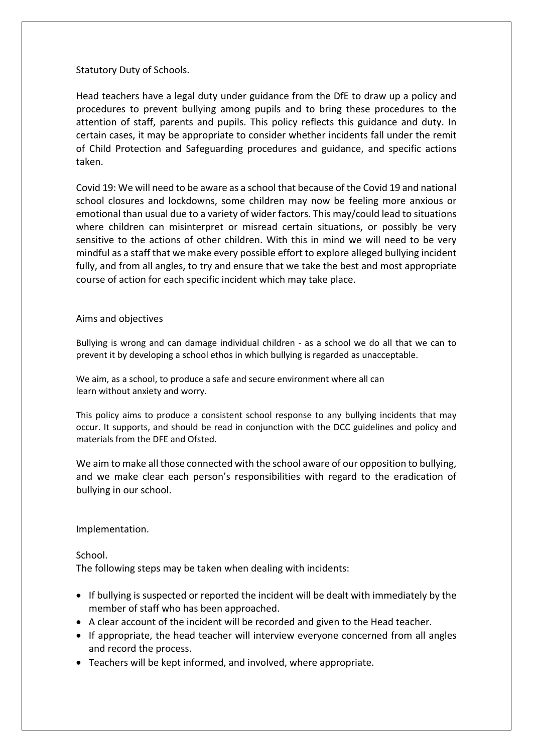## Statutory Duty of Schools.

Head teachers have a legal duty under guidance from the DfE to draw up a policy and procedures to prevent bullying among pupils and to bring these procedures to the attention of staff, parents and pupils. This policy reflects this guidance and duty. In certain cases, it may be appropriate to consider whether incidents fall under the remit of Child Protection and Safeguarding procedures and guidance, and specific actions taken.

Covid 19: We will need to be aware as a school that because of the Covid 19 and national school closures and lockdowns, some children may now be feeling more anxious or emotional than usual due to a variety of wider factors. This may/could lead to situations where children can misinterpret or misread certain situations, or possibly be very sensitive to the actions of other children. With this in mind we will need to be very mindful as a staff that we make every possible effort to explore alleged bullying incident fully, and from all angles, to try and ensure that we take the best and most appropriate course of action for each specific incident which may take place.

## Aims and objectives

Bullying is wrong and can damage individual children - as a school we do all that we can to prevent it by developing a school ethos in which bullying is regarded as unacceptable.

We aim, as a school, to produce a safe and secure environment where all can learn without anxiety and worry.

This policy aims to produce a consistent school response to any bullying incidents that may occur. It supports, and should be read in conjunction with the DCC guidelines and policy and materials from the DFE and Ofsted.

We aim to make all those connected with the school aware of our opposition to bullying, and we make clear each person's responsibilities with regard to the eradication of bullying in our school.

## Implementation.

### School.

The following steps may be taken when dealing with incidents:

- If bullying is suspected or reported the incident will be dealt with immediately by the member of staff who has been approached.
- A clear account of the incident will be recorded and given to the Head teacher.
- If appropriate, the head teacher will interview everyone concerned from all angles and record the process.
- Teachers will be kept informed, and involved, where appropriate.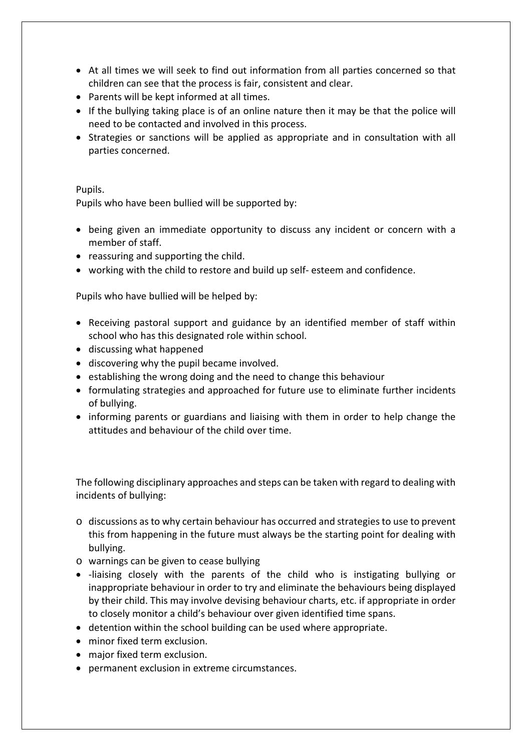- At all times we will seek to find out information from all parties concerned so that children can see that the process is fair, consistent and clear.
- Parents will be kept informed at all times.
- If the bullying taking place is of an online nature then it may be that the police will need to be contacted and involved in this process.
- Strategies or sanctions will be applied as appropriate and in consultation with all parties concerned.

Pupils.

Pupils who have been bullied will be supported by:

- being given an immediate opportunity to discuss any incident or concern with a member of staff.
- reassuring and supporting the child.
- working with the child to restore and build up self- esteem and confidence.

Pupils who have bullied will be helped by:

- Receiving pastoral support and guidance by an identified member of staff within school who has this designated role within school.
- discussing what happened
- discovering why the pupil became involved.
- establishing the wrong doing and the need to change this behaviour
- formulating strategies and approached for future use to eliminate further incidents of bullying.
- informing parents or guardians and liaising with them in order to help change the attitudes and behaviour of the child over time.

The following disciplinary approaches and steps can be taken with regard to dealing with incidents of bullying:

- discussions as to why certain behaviour has occurred and strategies to use to prevent this from happening in the future must always be the starting point for dealing with bullying.
- warnings can be given to cease bullying
- -liaising closely with the parents of the child who is instigating bullying or inappropriate behaviour in order to try and eliminate the behaviours being displayed by their child. This may involve devising behaviour charts, etc. if appropriate in order to closely monitor a child's behaviour over given identified time spans.
- detention within the school building can be used where appropriate.
- minor fixed term exclusion.
- major fixed term exclusion.
- permanent exclusion in extreme circumstances.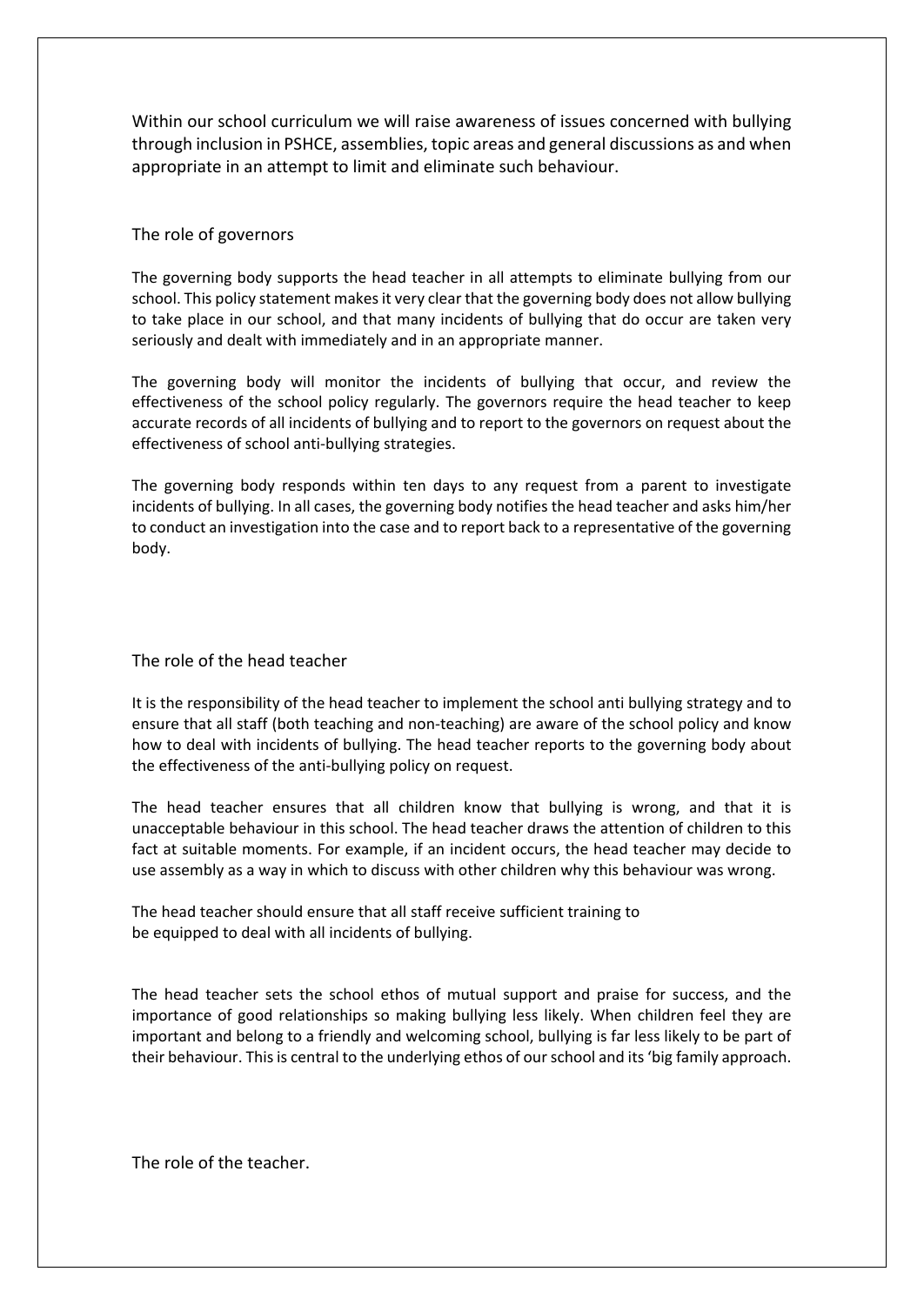Within our school curriculum we will raise awareness of issues concerned with bullying through inclusion in PSHCE, assemblies, topic areas and general discussions as and when appropriate in an attempt to limit and eliminate such behaviour.

## The role of governors

The governing body supports the head teacher in all attempts to eliminate bullying from our school. This policy statement makes it very clear that the governing body does not allow bullying to take place in our school, and that many incidents of bullying that do occur are taken very seriously and dealt with immediately and in an appropriate manner.

The governing body will monitor the incidents of bullying that occur, and review the effectiveness of the school policy regularly. The governors require the head teacher to keep accurate records of all incidents of bullying and to report to the governors on request about the effectiveness of school anti-bullying strategies.

The governing body responds within ten days to any request from a parent to investigate incidents of bullying. In all cases, the governing body notifies the head teacher and asks him/her to conduct an investigation into the case and to report back to a representative of the governing body.

## The role of the head teacher

It is the responsibility of the head teacher to implement the school anti bullying strategy and to ensure that all staff (both teaching and non-teaching) are aware of the school policy and know how to deal with incidents of bullying. The head teacher reports to the governing body about the effectiveness of the anti-bullying policy on request.

The head teacher ensures that all children know that bullying is wrong, and that it is unacceptable behaviour in this school. The head teacher draws the attention of children to this fact at suitable moments. For example, if an incident occurs, the head teacher may decide to use assembly as a way in which to discuss with other children why this behaviour was wrong.

The head teacher should ensure that all staff receive sufficient training to be equipped to deal with all incidents of bullying.

The head teacher sets the school ethos of mutual support and praise for success, and the importance of good relationships so making bullying less likely. When children feel they are important and belong to a friendly and welcoming school, bullying is far less likely to be part of their behaviour. This is central to the underlying ethos of our school and its 'big family approach.

## The role of the teacher.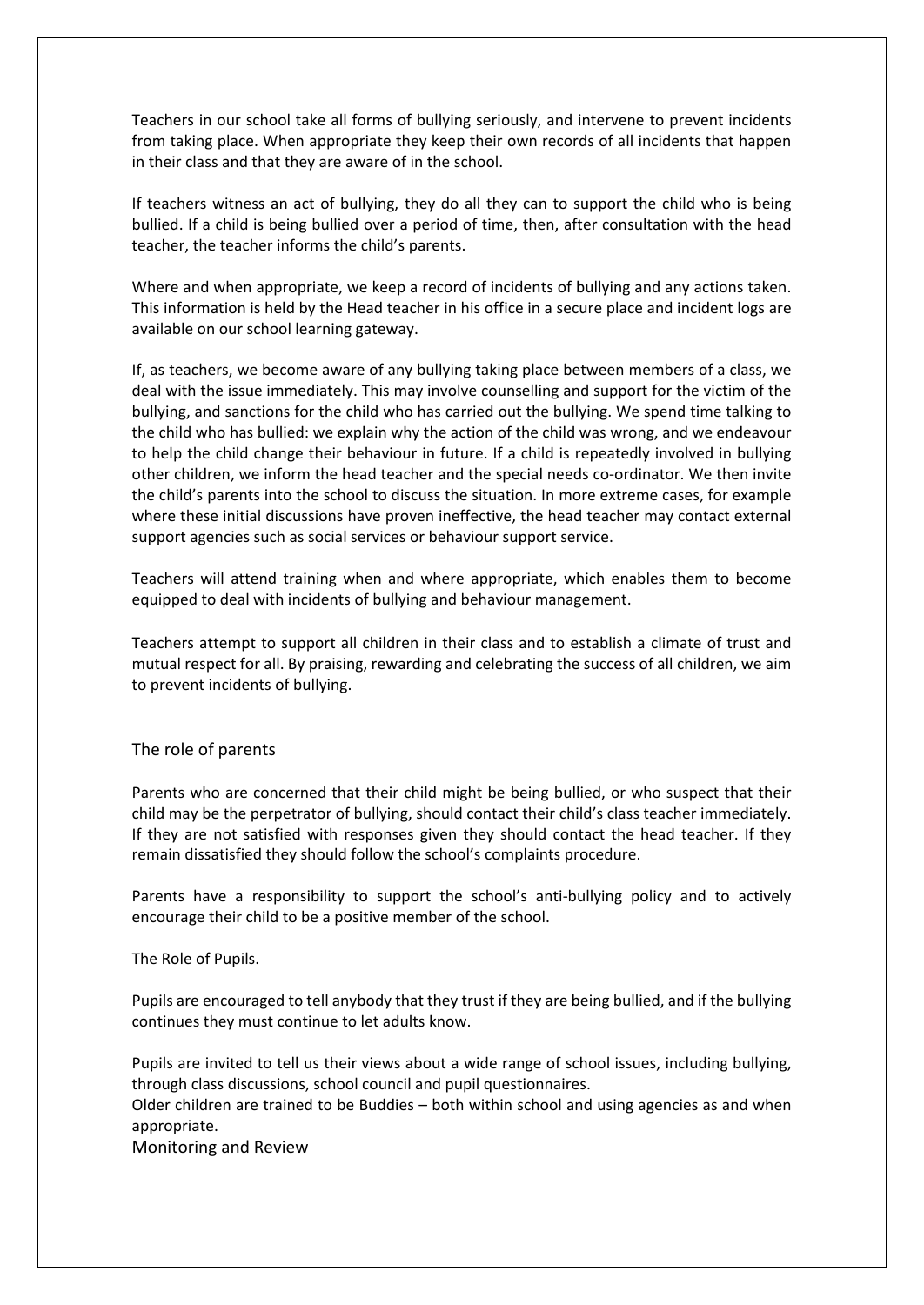Teachers in our school take all forms of bullying seriously, and intervene to prevent incidents from taking place. When appropriate they keep their own records of all incidents that happen in their class and that they are aware of in the school.

If teachers witness an act of bullying, they do all they can to support the child who is being bullied. If a child is being bullied over a period of time, then, after consultation with the head teacher, the teacher informs the child's parents.

Where and when appropriate, we keep a record of incidents of bullying and any actions taken. This information is held by the Head teacher in his office in a secure place and incident logs are available on our school learning gateway.

If, as teachers, we become aware of any bullying taking place between members of a class, we deal with the issue immediately. This may involve counselling and support for the victim of the bullying, and sanctions for the child who has carried out the bullying. We spend time talking to the child who has bullied: we explain why the action of the child was wrong, and we endeavour to help the child change their behaviour in future. If a child is repeatedly involved in bullying other children, we inform the head teacher and the special needs co-ordinator. We then invite the child's parents into the school to discuss the situation. In more extreme cases, for example where these initial discussions have proven ineffective, the head teacher may contact external support agencies such as social services or behaviour support service.

Teachers will attend training when and where appropriate, which enables them to become equipped to deal with incidents of bullying and behaviour management.

Teachers attempt to support all children in their class and to establish a climate of trust and mutual respect for all. By praising, rewarding and celebrating the success of all children, we aim to prevent incidents of bullying.

## The role of parents

Parents who are concerned that their child might be being bullied, or who suspect that their child may be the perpetrator of bullying, should contact their child's class teacher immediately. If they are not satisfied with responses given they should contact the head teacher. If they remain dissatisfied they should follow the school's complaints procedure.

Parents have a responsibility to support the school's anti-bullying policy and to actively encourage their child to be a positive member of the school.

The Role of Pupils.

Pupils are encouraged to tell anybody that they trust if they are being bullied, and if the bullying continues they must continue to let adults know.

Pupils are invited to tell us their views about a wide range of school issues, including bullying, through class discussions, school council and pupil questionnaires.

Older children are trained to be Buddies – both within school and using agencies as and when appropriate.

## Monitoring and Review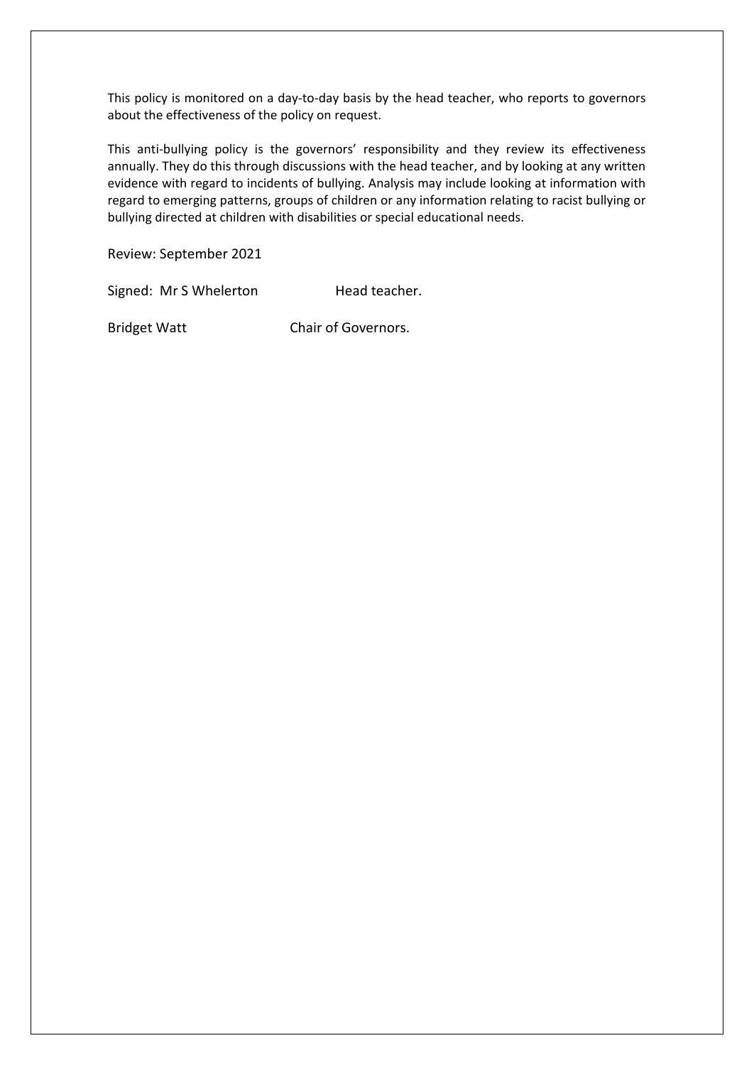This policy is monitored on a day-to-day basis by the head teacher, who reports to governors about the effectiveness of the policy on request.

This anti-bullying policy is the governors' responsibility and they review its effectiveness annually. They do this through discussions with the head teacher, and by looking at any written evidence with regard to incidents of bullying. Analysis may include looking at information with regard to emerging patterns, groups of children or any information relating to racist bullying or bullying directed at children with disabilities or special educational needs.

Review: September 2021

Signed: Mr S Whelerton Head teacher.

Bridget Watt Chair of Governors.